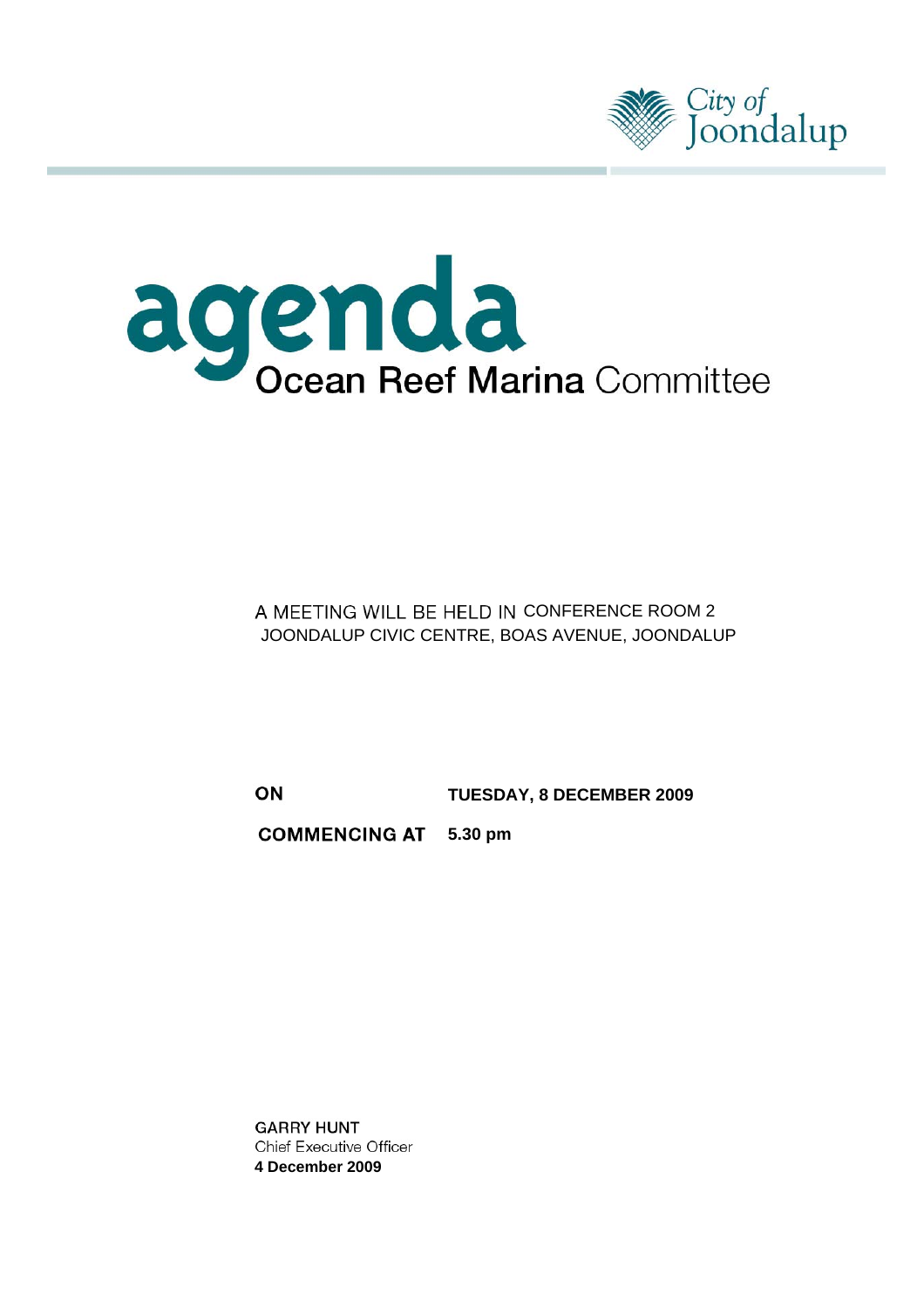City of Joondalup

# agenda

## Ocean Reef Marina Committee

A MEETING WILL BE HELD IN CONFERENCE ROOM 2
JOONDALUP CIVIC CENTRE, BOAS AVENUE, JOONDALUP

**ON** **TUESDAY, 8 DECEMBER 2009**

**COMMENCING AT** **5.30 pm**

**GARRY HUNT**
Chief Executive Officer
**4 December 2009**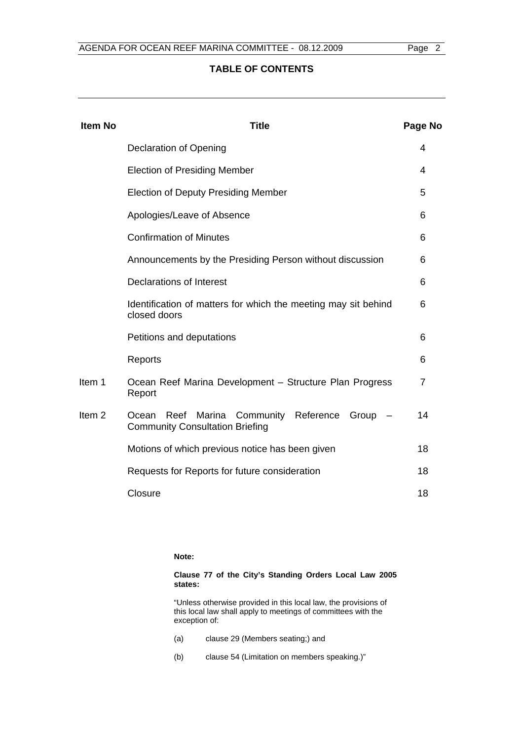# TABLE OF CONTENTS

| Item No | Title | Page No |
|---|---|---|
| | Declaration of Opening | 4 |
| | Election of Presiding Member | 4 |
| | Election of Deputy Presiding Member | 5 |
| | Apologies/Leave of Absence | 6 |
| | Confirmation of Minutes | 6 |
| | Announcements by the Presiding Person without discussion | 6 |
| | Declarations of Interest | 6 |
| | Identification of matters for which the meeting may sit behind closed doors | 6 |
| | Petitions and deputations | 6 |
| | Reports | 6 |
| Item 1 | Ocean Reef Marina Development – Structure Plan Progress Report | 7 |
| Item 2 | Ocean Reef Marina Community Reference Group – Community Consultation Briefing | 14 |
| | Motions of which previous notice has been given | 18 |
| | Requests for Reports for future consideration | 18 |
| | Closure | 18 |

**Note:**

**Clause 77 of the City's Standing Orders Local Law 2005 states:**

"Unless otherwise provided in this local law, the provisions of this local law shall apply to meetings of committees with the exception of:

(a) clause 29 (Members seating;) and

(b) clause 54 (Limitation on members speaking.)"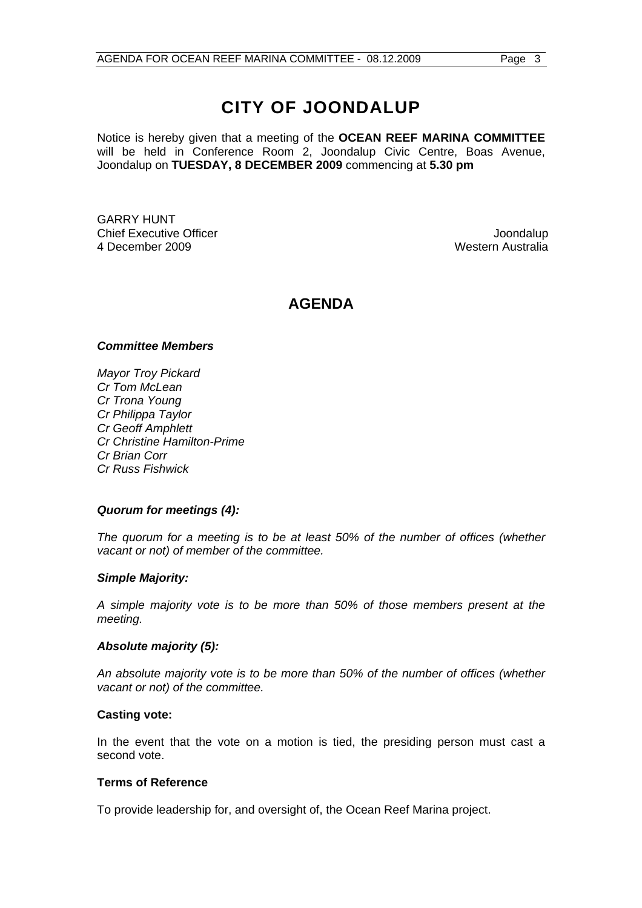# CITY OF JOONDALUP

Notice is hereby given that a meeting of the **OCEAN REEF MARINA COMMITTEE** will be held in Conference Room 2, Joondalup Civic Centre, Boas Avenue, Joondalup on **TUESDAY, 8 DECEMBER 2009** commencing at **5.30 pm**

GARRY HUNT
Chief Executive Officer
4 December 2009

Joondalup
Western Australia

## AGENDA

***Committee Members***

*Mayor Troy Pickard*
*Cr Tom McLean*
*Cr Trona Young*
*Cr Philippa Taylor*
*Cr Geoff Amphlett*
*Cr Christine Hamilton-Prime*
*Cr Brian Corr*
*Cr Russ Fishwick*

***Quorum for meetings (4):***

*The quorum for a meeting is to be at least 50% of the number of offices (whether vacant or not) of member of the committee.*

***Simple Majority:***

*A simple majority vote is to be more than 50% of those members present at the meeting.*

***Absolute majority (5):***

*An absolute majority vote is to be more than 50% of the number of offices (whether vacant or not) of the committee.*

**Casting vote:**

In the event that the vote on a motion is tied, the presiding person must cast a second vote.

**Terms of Reference**

To provide leadership for, and oversight of, the Ocean Reef Marina project.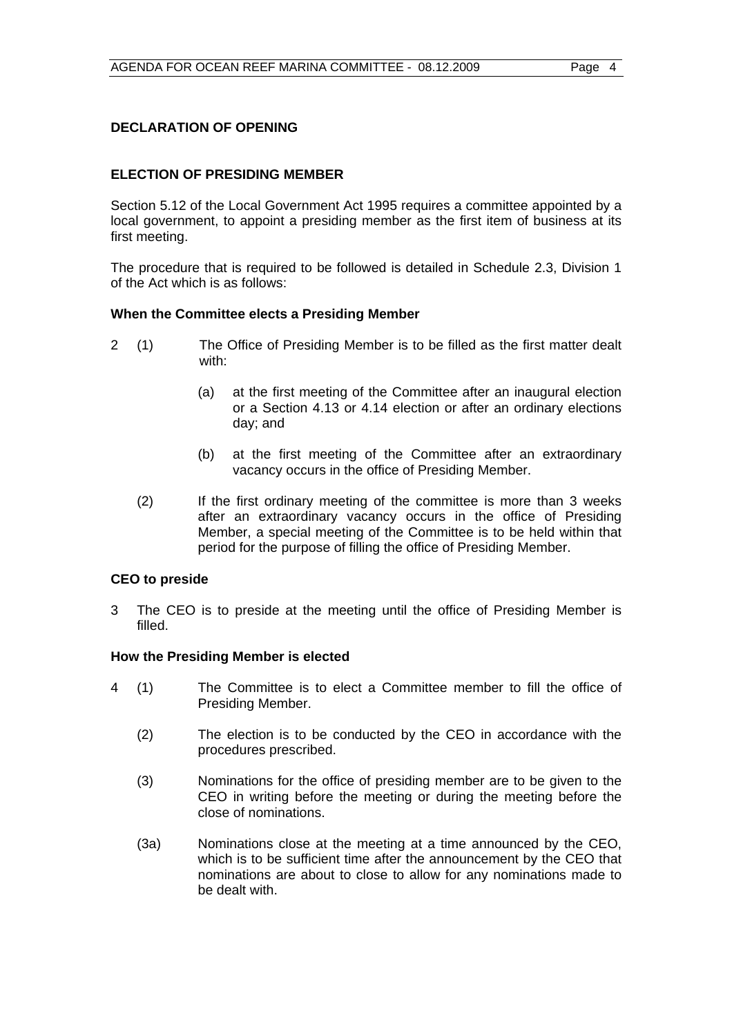**DECLARATION OF OPENING**

**ELECTION OF PRESIDING MEMBER**

Section 5.12 of the Local Government Act 1995 requires a committee appointed by a local government, to appoint a presiding member as the first item of business at its first meeting.

The procedure that is required to be followed is detailed in Schedule 2.3, Division 1 of the Act which is as follows:

**When the Committee elects a Presiding Member**

2 (1) The Office of Presiding Member is to be filled as the first matter dealt with:

- (a) at the first meeting of the Committee after an inaugural election or a Section 4.13 or 4.14 election or after an ordinary elections day; and
- (b) at the first meeting of the Committee after an extraordinary vacancy occurs in the office of Presiding Member.

(2) If the first ordinary meeting of the committee is more than 3 weeks after an extraordinary vacancy occurs in the office of Presiding Member, a special meeting of the Committee is to be held within that period for the purpose of filling the office of Presiding Member.

**CEO to preside**

3 The CEO is to preside at the meeting until the office of Presiding Member is filled.

**How the Presiding Member is elected**

4 (1) The Committee is to elect a Committee member to fill the office of Presiding Member.

(2) The election is to be conducted by the CEO in accordance with the procedures prescribed.

(3) Nominations for the office of presiding member are to be given to the CEO in writing before the meeting or during the meeting before the close of nominations.

(3a) Nominations close at the meeting at a time announced by the CEO, which is to be sufficient time after the announcement by the CEO that nominations are about to close to allow for any nominations made to be dealt with.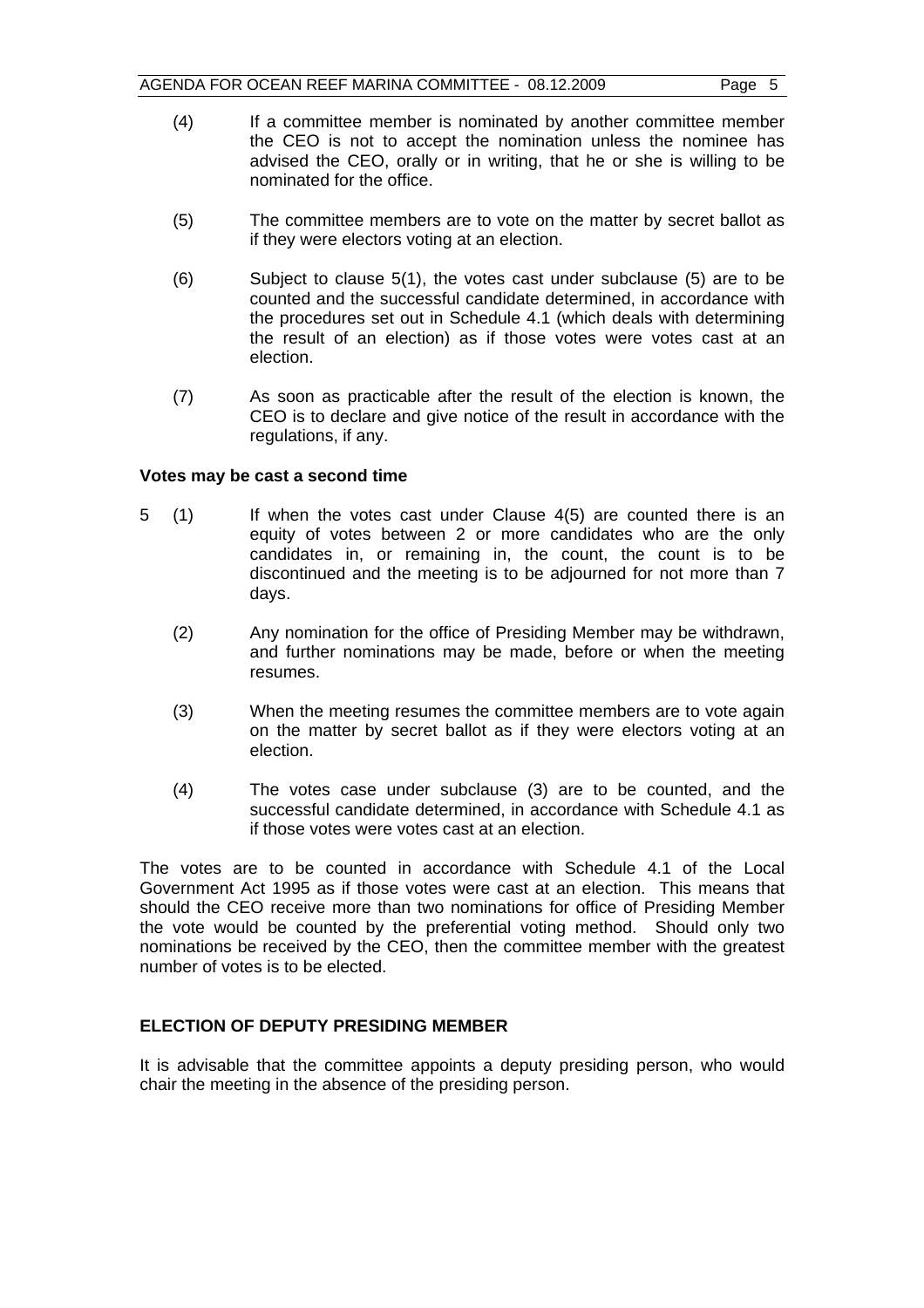(4) If a committee member is nominated by another committee member the CEO is not to accept the nomination unless the nominee has advised the CEO, orally or in writing, that he or she is willing to be nominated for the office.

(5) The committee members are to vote on the matter by secret ballot as if they were electors voting at an election.

(6) Subject to clause 5(1), the votes cast under subclause (5) are to be counted and the successful candidate determined, in accordance with the procedures set out in Schedule 4.1 (which deals with determining the result of an election) as if those votes were votes cast at an election.

(7) As soon as practicable after the result of the election is known, the CEO is to declare and give notice of the result in accordance with the regulations, if any.

**Votes may be cast a second time**

5 (1) If when the votes cast under Clause 4(5) are counted there is an equity of votes between 2 or more candidates who are the only candidates in, or remaining in, the count, the count is to be discontinued and the meeting is to be adjourned for not more than 7 days.

(2) Any nomination for the office of Presiding Member may be withdrawn, and further nominations may be made, before or when the meeting resumes.

(3) When the meeting resumes the committee members are to vote again on the matter by secret ballot as if they were electors voting at an election.

(4) The votes case under subclause (3) are to be counted, and the successful candidate determined, in accordance with Schedule 4.1 as if those votes were votes cast at an election.

The votes are to be counted in accordance with Schedule 4.1 of the Local Government Act 1995 as if those votes were cast at an election. This means that should the CEO receive more than two nominations for office of Presiding Member the vote would be counted by the preferential voting method. Should only two nominations be received by the CEO, then the committee member with the greatest number of votes is to be elected.

**ELECTION OF DEPUTY PRESIDING MEMBER**

It is advisable that the committee appoints a deputy presiding person, who would chair the meeting in the absence of the presiding person.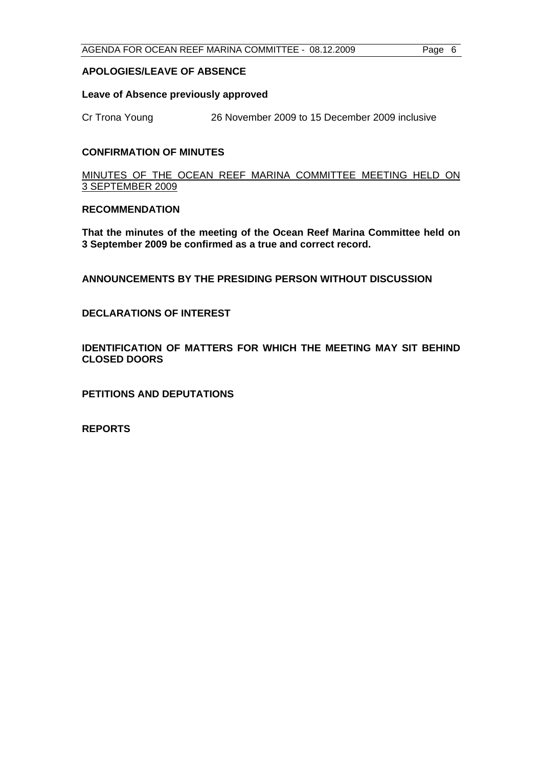## APOLOGIES/LEAVE OF ABSENCE

### Leave of Absence previously approved

Cr Trona Young 26 November 2009 to 15 December 2009 inclusive

## CONFIRMATION OF MINUTES

MINUTES OF THE OCEAN REEF MARINA COMMITTEE MEETING HELD ON 3 SEPTEMBER 2009

### RECOMMENDATION

**That the minutes of the meeting of the Ocean Reef Marina Committee held on 3 September 2009 be confirmed as a true and correct record.**

## ANNOUNCEMENTS BY THE PRESIDING PERSON WITHOUT DISCUSSION

## DECLARATIONS OF INTEREST

## IDENTIFICATION OF MATTERS FOR WHICH THE MEETING MAY SIT BEHIND CLOSED DOORS

## PETITIONS AND DEPUTATIONS

## REPORTS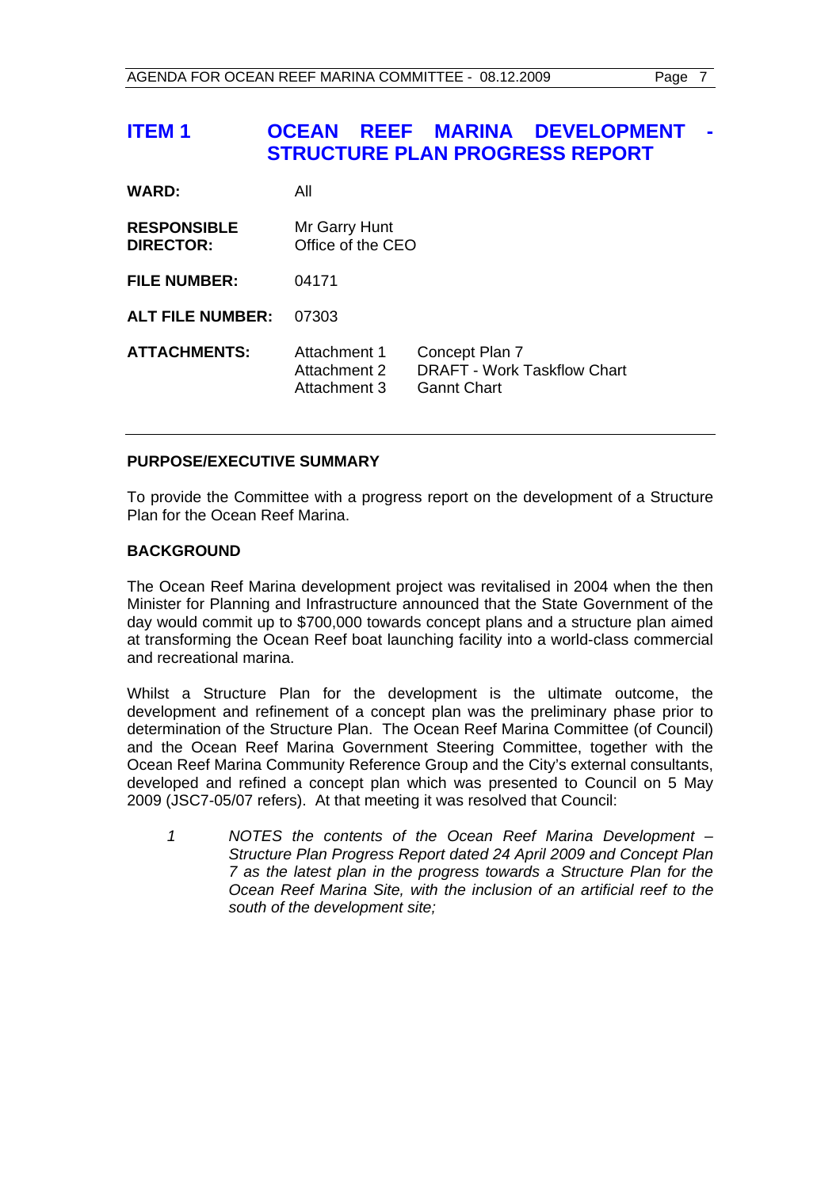# ITEM 1 OCEAN REEF MARINA DEVELOPMENT - STRUCTURE PLAN PROGRESS REPORT

| | | |
|---|---|---|
| **WARD:** | All | |
| **RESPONSIBLE DIRECTOR:** | Mr Garry Hunt<br>Office of the CEO | |
| **FILE NUMBER:** | 04171 | |
| **ALT FILE NUMBER:** | 07303 | |
| **ATTACHMENTS:** | Attachment 1<br>Attachment 2<br>Attachment 3 | Concept Plan 7<br>DRAFT - Work Taskflow Chart<br>Gannt Chart |

---

**PURPOSE/EXECUTIVE SUMMARY**

To provide the Committee with a progress report on the development of a Structure Plan for the Ocean Reef Marina.

**BACKGROUND**

The Ocean Reef Marina development project was revitalised in 2004 when the then Minister for Planning and Infrastructure announced that the State Government of the day would commit up to $700,000 towards concept plans and a structure plan aimed at transforming the Ocean Reef boat launching facility into a world-class commercial and recreational marina.

Whilst a Structure Plan for the development is the ultimate outcome, the development and refinement of a concept plan was the preliminary phase prior to determination of the Structure Plan. The Ocean Reef Marina Committee (of Council) and the Ocean Reef Marina Government Steering Committee, together with the Ocean Reef Marina Community Reference Group and the City's external consultants, developed and refined a concept plan which was presented to Council on 5 May 2009 (JSC7-05/07 refers). At that meeting it was resolved that Council:

> *1 NOTES the contents of the Ocean Reef Marina Development – Structure Plan Progress Report dated 24 April 2009 and Concept Plan 7 as the latest plan in the progress towards a Structure Plan for the Ocean Reef Marina Site, with the inclusion of an artificial reef to the south of the development site;*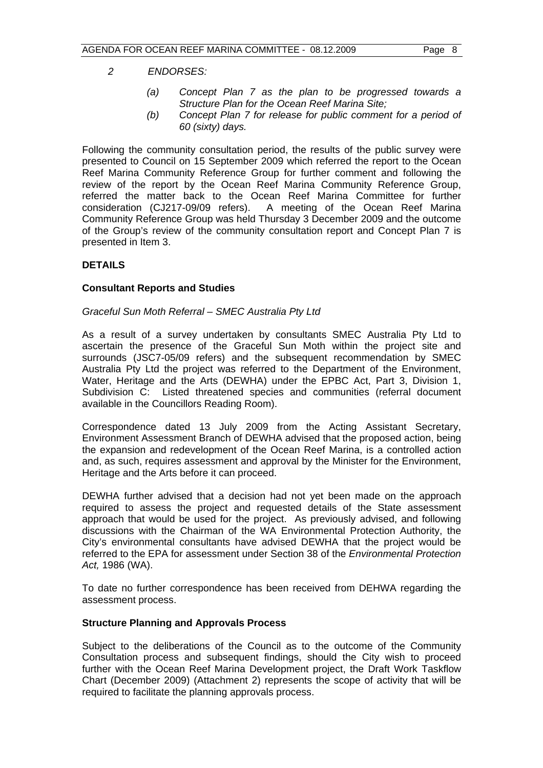*2 ENDORSES:*

> *(a) Concept Plan 7 as the plan to be progressed towards a Structure Plan for the Ocean Reef Marina Site;*
>
> *(b) Concept Plan 7 for release for public comment for a period of 60 (sixty) days.*

Following the community consultation period, the results of the public survey were presented to Council on 15 September 2009 which referred the report to the Ocean Reef Marina Community Reference Group for further comment and following the review of the report by the Ocean Reef Marina Community Reference Group, referred the matter back to the Ocean Reef Marina Committee for further consideration (CJ217-09/09 refers). A meeting of the Ocean Reef Marina Community Reference Group was held Thursday 3 December 2009 and the outcome of the Group's review of the community consultation report and Concept Plan 7 is presented in Item 3.

## DETAILS

### Consultant Reports and Studies

*Graceful Sun Moth Referral – SMEC Australia Pty Ltd*

As a result of a survey undertaken by consultants SMEC Australia Pty Ltd to ascertain the presence of the Graceful Sun Moth within the project site and surrounds (JSC7-05/09 refers) and the subsequent recommendation by SMEC Australia Pty Ltd the project was referred to the Department of the Environment, Water, Heritage and the Arts (DEWHA) under the EPBC Act, Part 3, Division 1, Subdivision C: Listed threatened species and communities (referral document available in the Councillors Reading Room).

Correspondence dated 13 July 2009 from the Acting Assistant Secretary, Environment Assessment Branch of DEWHA advised that the proposed action, being the expansion and redevelopment of the Ocean Reef Marina, is a controlled action and, as such, requires assessment and approval by the Minister for the Environment, Heritage and the Arts before it can proceed.

DEWHA further advised that a decision had not yet been made on the approach required to assess the project and requested details of the State assessment approach that would be used for the project. As previously advised, and following discussions with the Chairman of the WA Environmental Protection Authority, the City's environmental consultants have advised DEWHA that the project would be referred to the EPA for assessment under Section 38 of the *Environmental Protection Act,* 1986 (WA).

To date no further correspondence has been received from DEHWA regarding the assessment process.

### Structure Planning and Approvals Process

Subject to the deliberations of the Council as to the outcome of the Community Consultation process and subsequent findings, should the City wish to proceed further with the Ocean Reef Marina Development project, the Draft Work Taskflow Chart (December 2009) (Attachment 2) represents the scope of activity that will be required to facilitate the planning approvals process.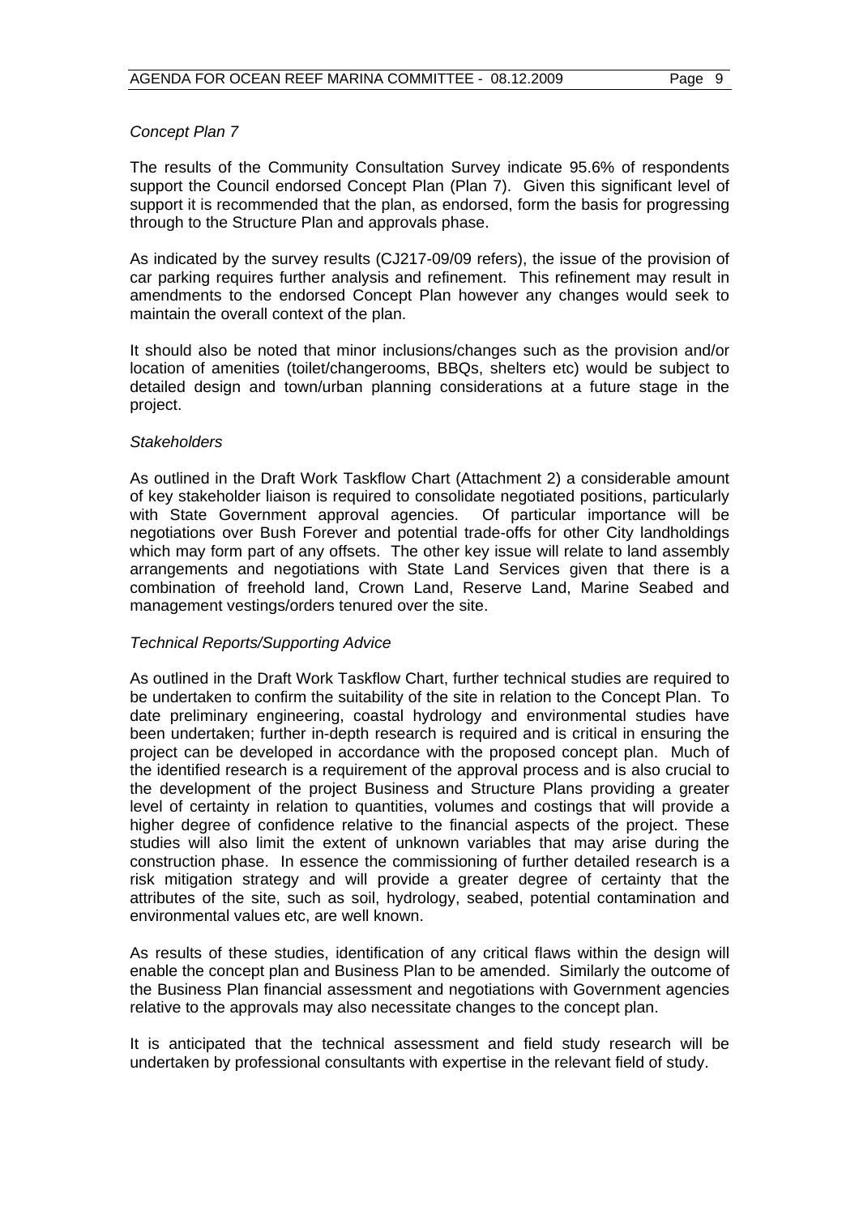*Concept Plan 7*

The results of the Community Consultation Survey indicate 95.6% of respondents support the Council endorsed Concept Plan (Plan 7). Given this significant level of support it is recommended that the plan, as endorsed, form the basis for progressing through to the Structure Plan and approvals phase.

As indicated by the survey results (CJ217-09/09 refers), the issue of the provision of car parking requires further analysis and refinement. This refinement may result in amendments to the endorsed Concept Plan however any changes would seek to maintain the overall context of the plan.

It should also be noted that minor inclusions/changes such as the provision and/or location of amenities (toilet/changerooms, BBQs, shelters etc) would be subject to detailed design and town/urban planning considerations at a future stage in the project.

*Stakeholders*

As outlined in the Draft Work Taskflow Chart (Attachment 2) a considerable amount of key stakeholder liaison is required to consolidate negotiated positions, particularly with State Government approval agencies. Of particular importance will be negotiations over Bush Forever and potential trade-offs for other City landholdings which may form part of any offsets. The other key issue will relate to land assembly arrangements and negotiations with State Land Services given that there is a combination of freehold land, Crown Land, Reserve Land, Marine Seabed and management vestings/orders tenured over the site.

*Technical Reports/Supporting Advice*

As outlined in the Draft Work Taskflow Chart, further technical studies are required to be undertaken to confirm the suitability of the site in relation to the Concept Plan. To date preliminary engineering, coastal hydrology and environmental studies have been undertaken; further in-depth research is required and is critical in ensuring the project can be developed in accordance with the proposed concept plan. Much of the identified research is a requirement of the approval process and is also crucial to the development of the project Business and Structure Plans providing a greater level of certainty in relation to quantities, volumes and costings that will provide a higher degree of confidence relative to the financial aspects of the project. These studies will also limit the extent of unknown variables that may arise during the construction phase. In essence the commissioning of further detailed research is a risk mitigation strategy and will provide a greater degree of certainty that the attributes of the site, such as soil, hydrology, seabed, potential contamination and environmental values etc, are well known.

As results of these studies, identification of any critical flaws within the design will enable the concept plan and Business Plan to be amended. Similarly the outcome of the Business Plan financial assessment and negotiations with Government agencies relative to the approvals may also necessitate changes to the concept plan.

It is anticipated that the technical assessment and field study research will be undertaken by professional consultants with expertise in the relevant field of study.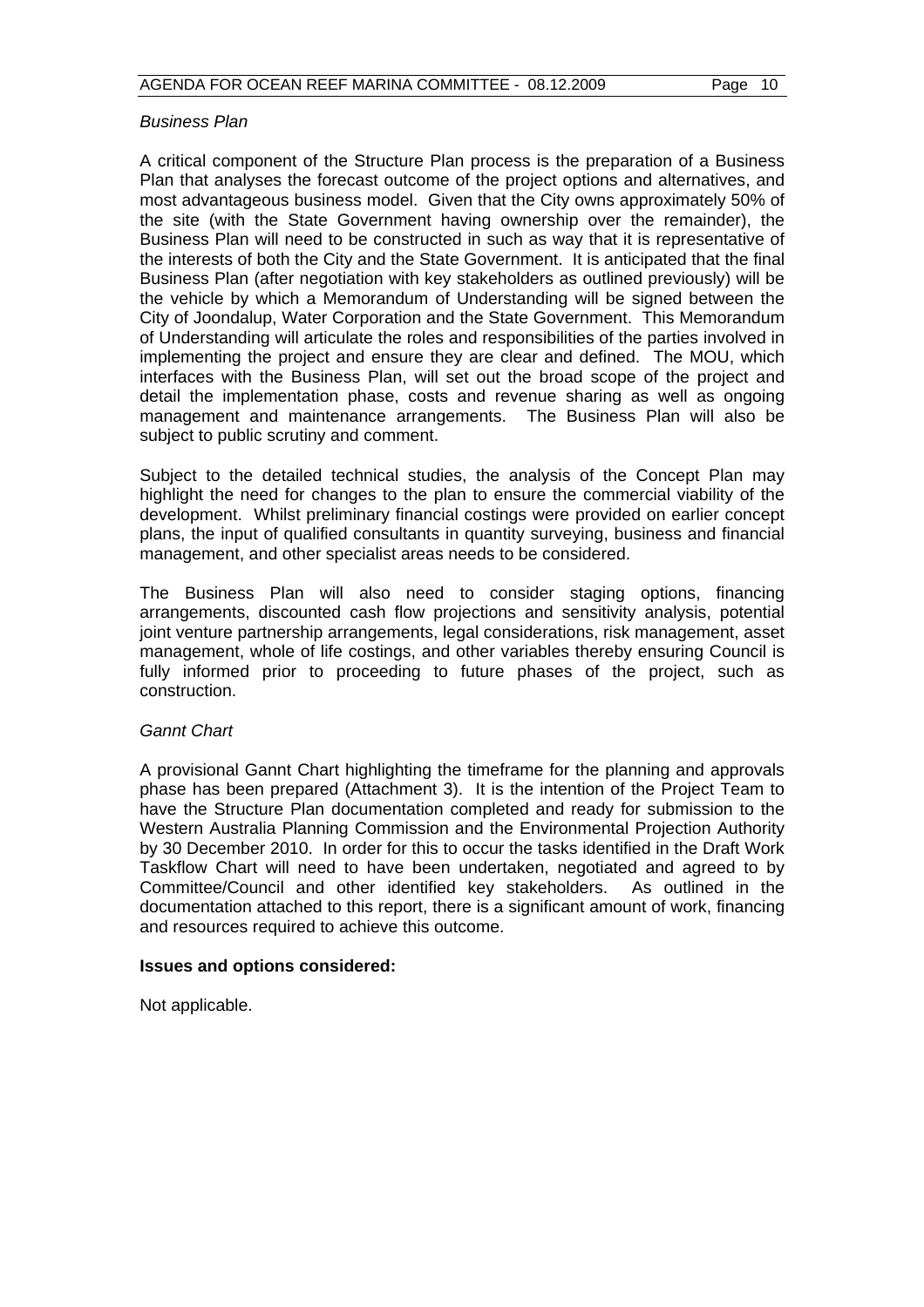*Business Plan*

A critical component of the Structure Plan process is the preparation of a Business Plan that analyses the forecast outcome of the project options and alternatives, and most advantageous business model. Given that the City owns approximately 50% of the site (with the State Government having ownership over the remainder), the Business Plan will need to be constructed in such as way that it is representative of the interests of both the City and the State Government. It is anticipated that the final Business Plan (after negotiation with key stakeholders as outlined previously) will be the vehicle by which a Memorandum of Understanding will be signed between the City of Joondalup, Water Corporation and the State Government. This Memorandum of Understanding will articulate the roles and responsibilities of the parties involved in implementing the project and ensure they are clear and defined. The MOU, which interfaces with the Business Plan, will set out the broad scope of the project and detail the implementation phase, costs and revenue sharing as well as ongoing management and maintenance arrangements. The Business Plan will also be subject to public scrutiny and comment.

Subject to the detailed technical studies, the analysis of the Concept Plan may highlight the need for changes to the plan to ensure the commercial viability of the development. Whilst preliminary financial costings were provided on earlier concept plans, the input of qualified consultants in quantity surveying, business and financial management, and other specialist areas needs to be considered.

The Business Plan will also need to consider staging options, financing arrangements, discounted cash flow projections and sensitivity analysis, potential joint venture partnership arrangements, legal considerations, risk management, asset management, whole of life costings, and other variables thereby ensuring Council is fully informed prior to proceeding to future phases of the project, such as construction.

*Gannt Chart*

A provisional Gannt Chart highlighting the timeframe for the planning and approvals phase has been prepared (Attachment 3). It is the intention of the Project Team to have the Structure Plan documentation completed and ready for submission to the Western Australia Planning Commission and the Environmental Projection Authority by 30 December 2010. In order for this to occur the tasks identified in the Draft Work Taskflow Chart will need to have been undertaken, negotiated and agreed to by Committee/Council and other identified key stakeholders. As outlined in the documentation attached to this report, there is a significant amount of work, financing and resources required to achieve this outcome.

**Issues and options considered:**

Not applicable.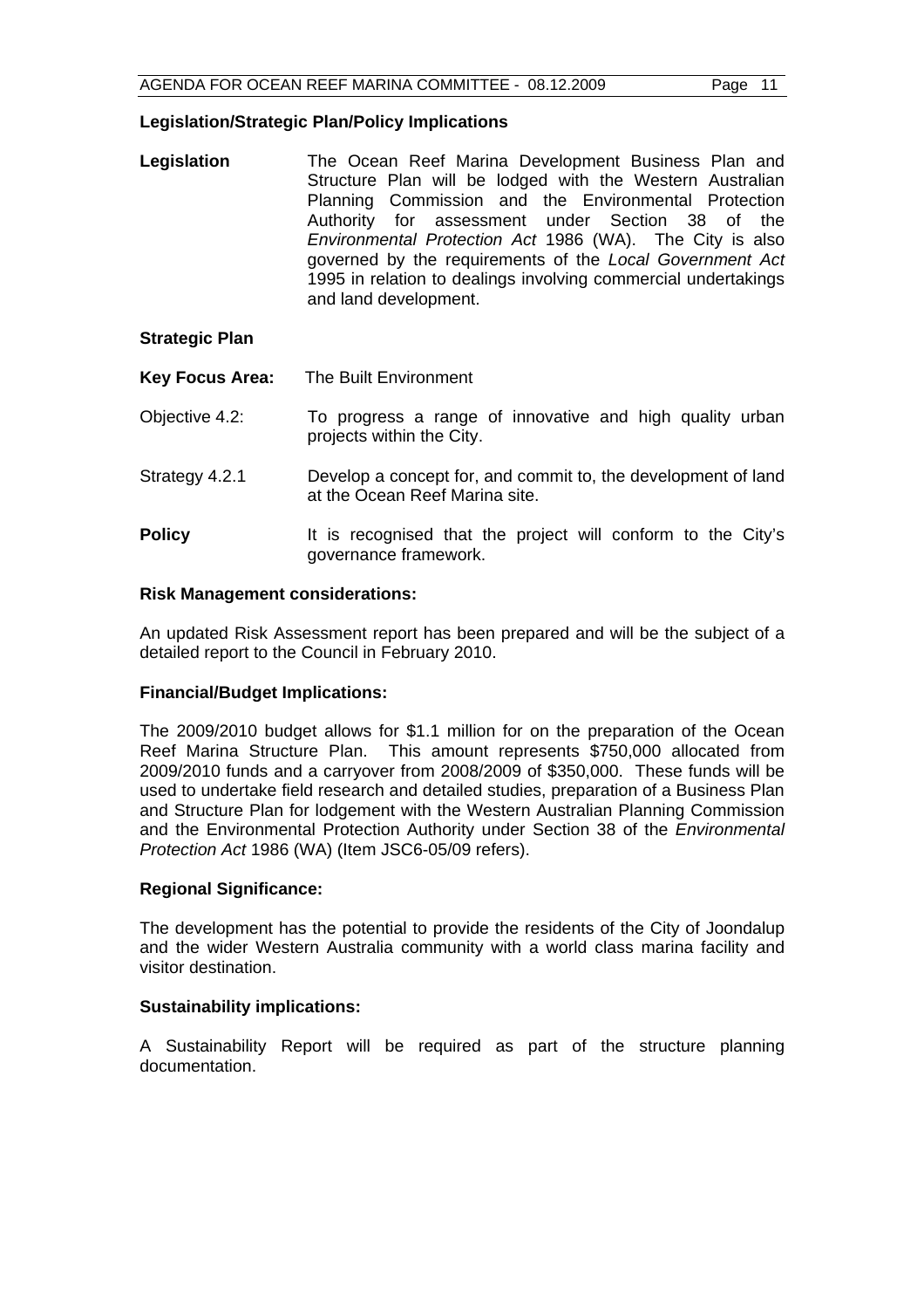### Legislation/Strategic Plan/Policy Implications

**Legislation** The Ocean Reef Marina Development Business Plan and Structure Plan will be lodged with the Western Australian Planning Commission and the Environmental Protection Authority for assessment under Section 38 of the *Environmental Protection Act* 1986 (WA). The City is also governed by the requirements of the *Local Government Act* 1995 in relation to dealings involving commercial undertakings and land development.

**Strategic Plan**

**Key Focus Area:** The Built Environment

Objective 4.2: To progress a range of innovative and high quality urban projects within the City.

Strategy 4.2.1 Develop a concept for, and commit to, the development of land at the Ocean Reef Marina site.

**Policy** It is recognised that the project will conform to the City's governance framework.

### Risk Management considerations:

An updated Risk Assessment report has been prepared and will be the subject of a detailed report to the Council in February 2010.

### Financial/Budget Implications:

The 2009/2010 budget allows for $1.1 million for on the preparation of the Ocean Reef Marina Structure Plan. This amount represents $750,000 allocated from 2009/2010 funds and a carryover from 2008/2009 of $350,000. These funds will be used to undertake field research and detailed studies, preparation of a Business Plan and Structure Plan for lodgement with the Western Australian Planning Commission and the Environmental Protection Authority under Section 38 of the *Environmental Protection Act* 1986 (WA) (Item JSC6-05/09 refers).

### Regional Significance:

The development has the potential to provide the residents of the City of Joondalup and the wider Western Australia community with a world class marina facility and visitor destination.

### Sustainability implications:

A Sustainability Report will be required as part of the structure planning documentation.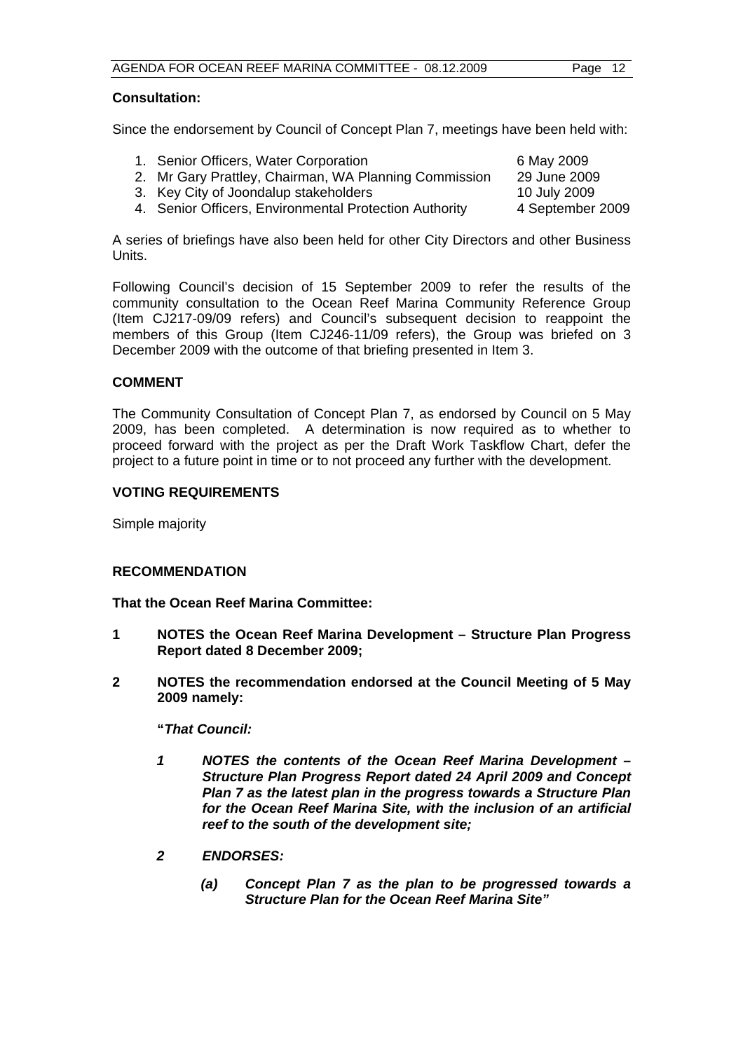**Consultation:**

Since the endorsement by Council of Concept Plan 7, meetings have been held with:

1. Senior Officers, Water Corporation — 6 May 2009
2. Mr Gary Prattley, Chairman, WA Planning Commission — 29 June 2009
3. Key City of Joondalup stakeholders — 10 July 2009
4. Senior Officers, Environmental Protection Authority — 4 September 2009

A series of briefings have also been held for other City Directors and other Business Units.

Following Council's decision of 15 September 2009 to refer the results of the community consultation to the Ocean Reef Marina Community Reference Group (Item CJ217-09/09 refers) and Council's subsequent decision to reappoint the members of this Group (Item CJ246-11/09 refers), the Group was briefed on 3 December 2009 with the outcome of that briefing presented in Item 3.

## COMMENT

The Community Consultation of Concept Plan 7, as endorsed by Council on 5 May 2009, has been completed. A determination is now required as to whether to proceed forward with the project as per the Draft Work Taskflow Chart, defer the project to a future point in time or to not proceed any further with the development.

## VOTING REQUIREMENTS

Simple majority

## RECOMMENDATION

**That the Ocean Reef Marina Committee:**

**1 NOTES the Ocean Reef Marina Development – Structure Plan Progress Report dated 8 December 2009;**

**2 NOTES the recommendation endorsed at the Council Meeting of 5 May 2009 namely:**

**"*That Council:***

***1 NOTES the contents of the Ocean Reef Marina Development – Structure Plan Progress Report dated 24 April 2009 and Concept Plan 7 as the latest plan in the progress towards a Structure Plan for the Ocean Reef Marina Site, with the inclusion of an artificial reef to the south of the development site;***

***2 ENDORSES:***

***(a) Concept Plan 7 as the plan to be progressed towards a Structure Plan for the Ocean Reef Marina Site"***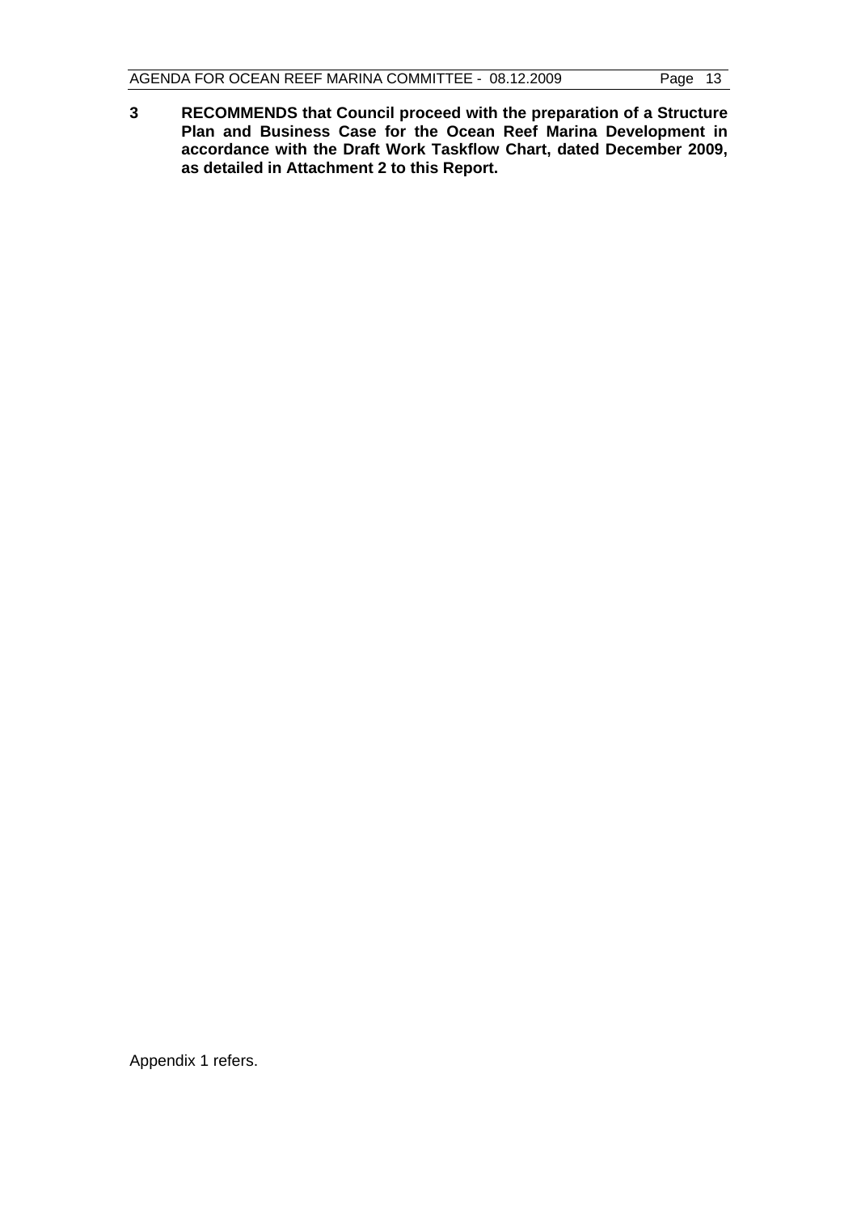**3 RECOMMENDS that Council proceed with the preparation of a Structure Plan and Business Case for the Ocean Reef Marina Development in accordance with the Draft Work Taskflow Chart, dated December 2009, as detailed in Attachment 2 to this Report.**

Appendix 1 refers.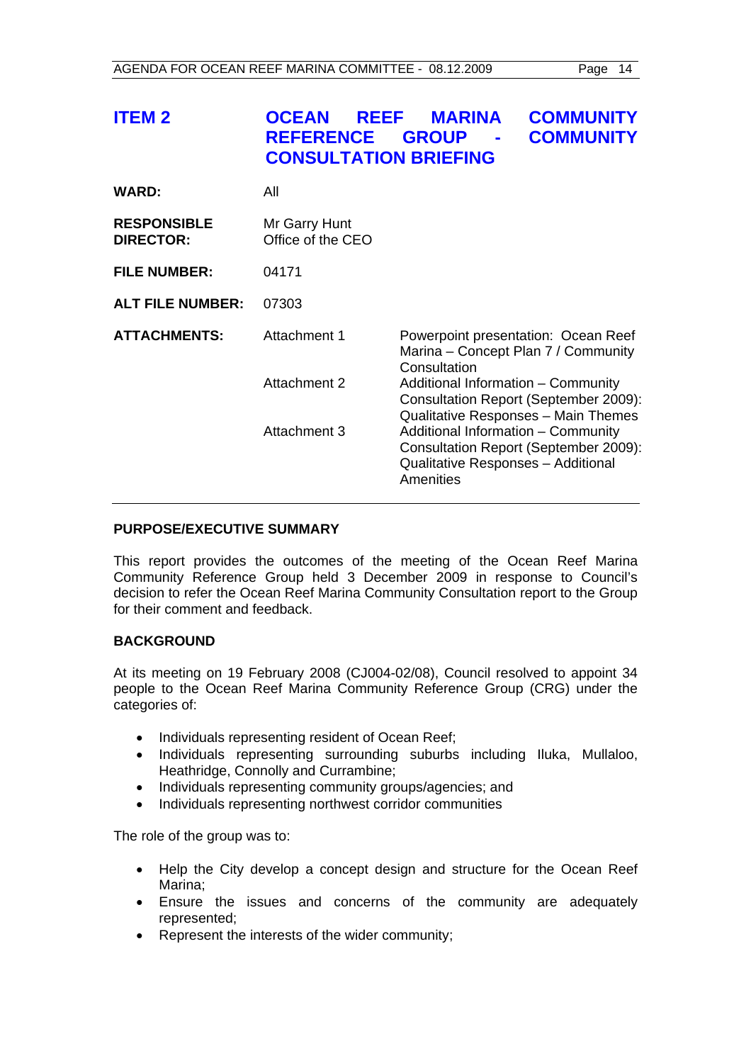## ITEM 2 OCEAN REEF MARINA COMMUNITY REFERENCE GROUP - COMMUNITY CONSULTATION BRIEFING

**WARD:** All

**RESPONSIBLE DIRECTOR:** Mr Garry Hunt
Office of the CEO

**FILE NUMBER:** 04171

**ALT FILE NUMBER:** 07303

**ATTACHMENTS:**

| | |
|---|---|
| Attachment 1 | Powerpoint presentation: Ocean Reef Marina – Concept Plan 7 / Community Consultation |
| Attachment 2 | Additional Information – Community Consultation Report (September 2009): Qualitative Responses – Main Themes |
| Attachment 3 | Additional Information – Community Consultation Report (September 2009): Qualitative Responses – Additional Amenities |

### PURPOSE/EXECUTIVE SUMMARY

This report provides the outcomes of the meeting of the Ocean Reef Marina Community Reference Group held 3 December 2009 in response to Council's decision to refer the Ocean Reef Marina Community Consultation report to the Group for their comment and feedback.

### BACKGROUND

At its meeting on 19 February 2008 (CJ004-02/08), Council resolved to appoint 34 people to the Ocean Reef Marina Community Reference Group (CRG) under the categories of:

- Individuals representing resident of Ocean Reef;
- Individuals representing surrounding suburbs including Iluka, Mullaloo, Heathridge, Connolly and Currambine;
- Individuals representing community groups/agencies; and
- Individuals representing northwest corridor communities

The role of the group was to:

- Help the City develop a concept design and structure for the Ocean Reef Marina;
- Ensure the issues and concerns of the community are adequately represented;
- Represent the interests of the wider community;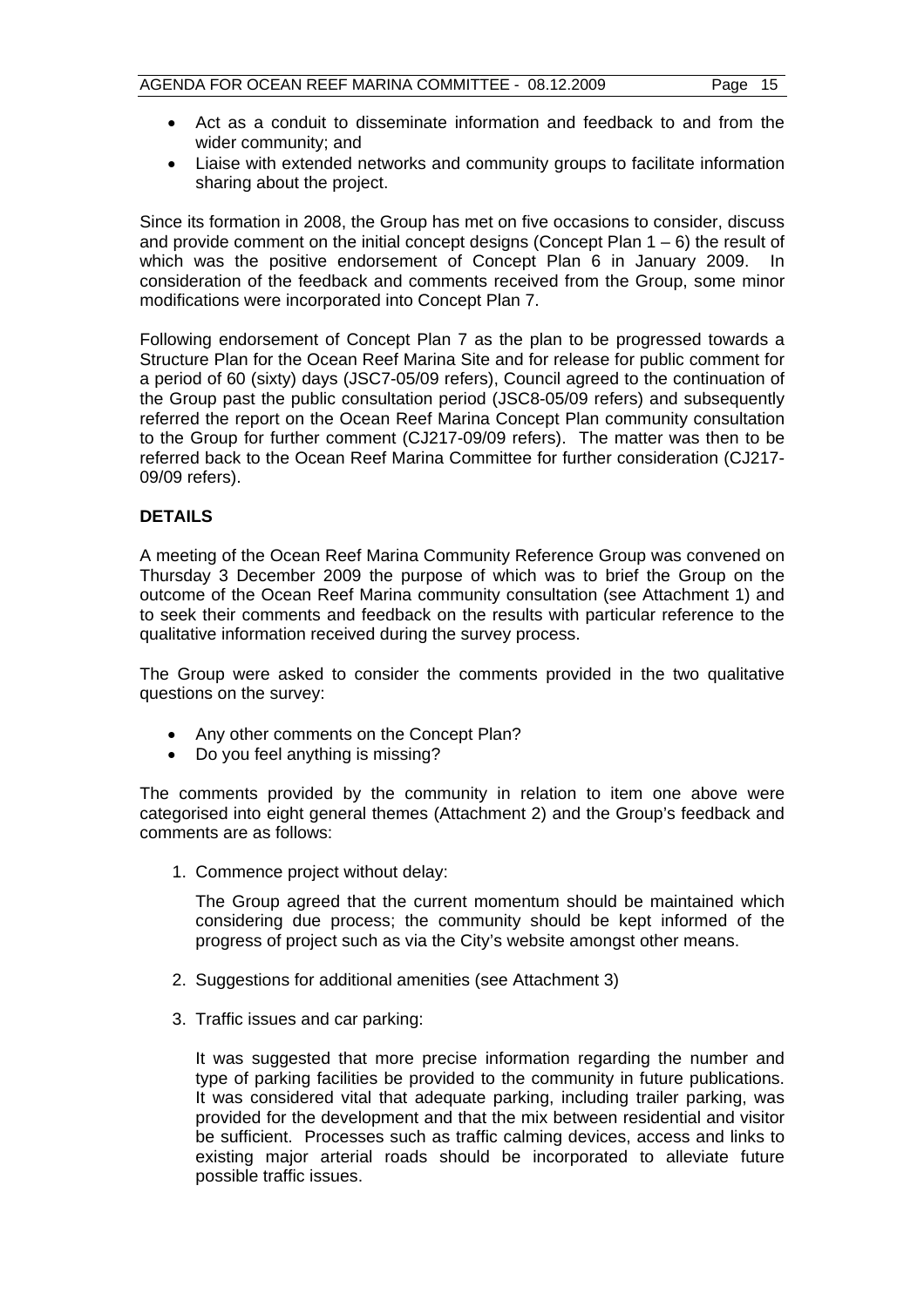- Act as a conduit to disseminate information and feedback to and from the wider community; and
- Liaise with extended networks and community groups to facilitate information sharing about the project.

Since its formation in 2008, the Group has met on five occasions to consider, discuss and provide comment on the initial concept designs (Concept Plan 1 – 6) the result of which was the positive endorsement of Concept Plan 6 in January 2009. In consideration of the feedback and comments received from the Group, some minor modifications were incorporated into Concept Plan 7.

Following endorsement of Concept Plan 7 as the plan to be progressed towards a Structure Plan for the Ocean Reef Marina Site and for release for public comment for a period of 60 (sixty) days (JSC7-05/09 refers), Council agreed to the continuation of the Group past the public consultation period (JSC8-05/09 refers) and subsequently referred the report on the Ocean Reef Marina Concept Plan community consultation to the Group for further comment (CJ217-09/09 refers). The matter was then to be referred back to the Ocean Reef Marina Committee for further consideration (CJ217-09/09 refers).

**DETAILS**

A meeting of the Ocean Reef Marina Community Reference Group was convened on Thursday 3 December 2009 the purpose of which was to brief the Group on the outcome of the Ocean Reef Marina community consultation (see Attachment 1) and to seek their comments and feedback on the results with particular reference to the qualitative information received during the survey process.

The Group were asked to consider the comments provided in the two qualitative questions on the survey:

- Any other comments on the Concept Plan?
- Do you feel anything is missing?

The comments provided by the community in relation to item one above were categorised into eight general themes (Attachment 2) and the Group's feedback and comments are as follows:

1. Commence project without delay:

   The Group agreed that the current momentum should be maintained which considering due process; the community should be kept informed of the progress of project such as via the City's website amongst other means.

2. Suggestions for additional amenities (see Attachment 3)

3. Traffic issues and car parking:

   It was suggested that more precise information regarding the number and type of parking facilities be provided to the community in future publications. It was considered vital that adequate parking, including trailer parking, was provided for the development and that the mix between residential and visitor be sufficient. Processes such as traffic calming devices, access and links to existing major arterial roads should be incorporated to alleviate future possible traffic issues.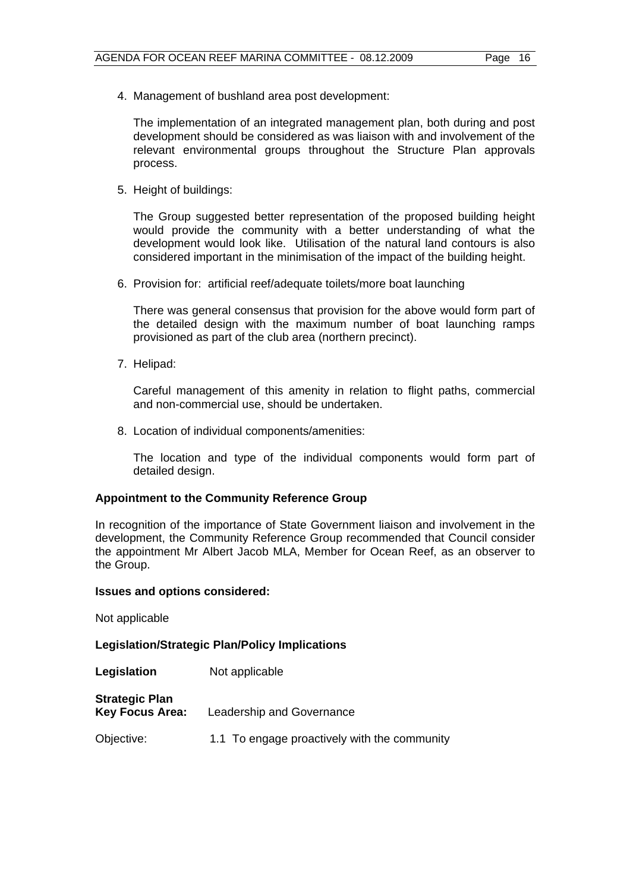4. Management of bushland area post development:

   The implementation of an integrated management plan, both during and post development should be considered as was liaison with and involvement of the relevant environmental groups throughout the Structure Plan approvals process.

5. Height of buildings:

   The Group suggested better representation of the proposed building height would provide the community with a better understanding of what the development would look like. Utilisation of the natural land contours is also considered important in the minimisation of the impact of the building height.

6. Provision for: artificial reef/adequate toilets/more boat launching

   There was general consensus that provision for the above would form part of the detailed design with the maximum number of boat launching ramps provisioned as part of the club area (northern precinct).

7. Helipad:

   Careful management of this amenity in relation to flight paths, commercial and non-commercial use, should be undertaken.

8. Location of individual components/amenities:

   The location and type of the individual components would form part of detailed design.

**Appointment to the Community Reference Group**

In recognition of the importance of State Government liaison and involvement in the development, the Community Reference Group recommended that Council consider the appointment Mr Albert Jacob MLA, Member for Ocean Reef, as an observer to the Group.

**Issues and options considered:**

Not applicable

**Legislation/Strategic Plan/Policy Implications**

**Legislation** Not applicable

**Strategic Plan**
**Key Focus Area:** Leadership and Governance

Objective: 1.1 To engage proactively with the community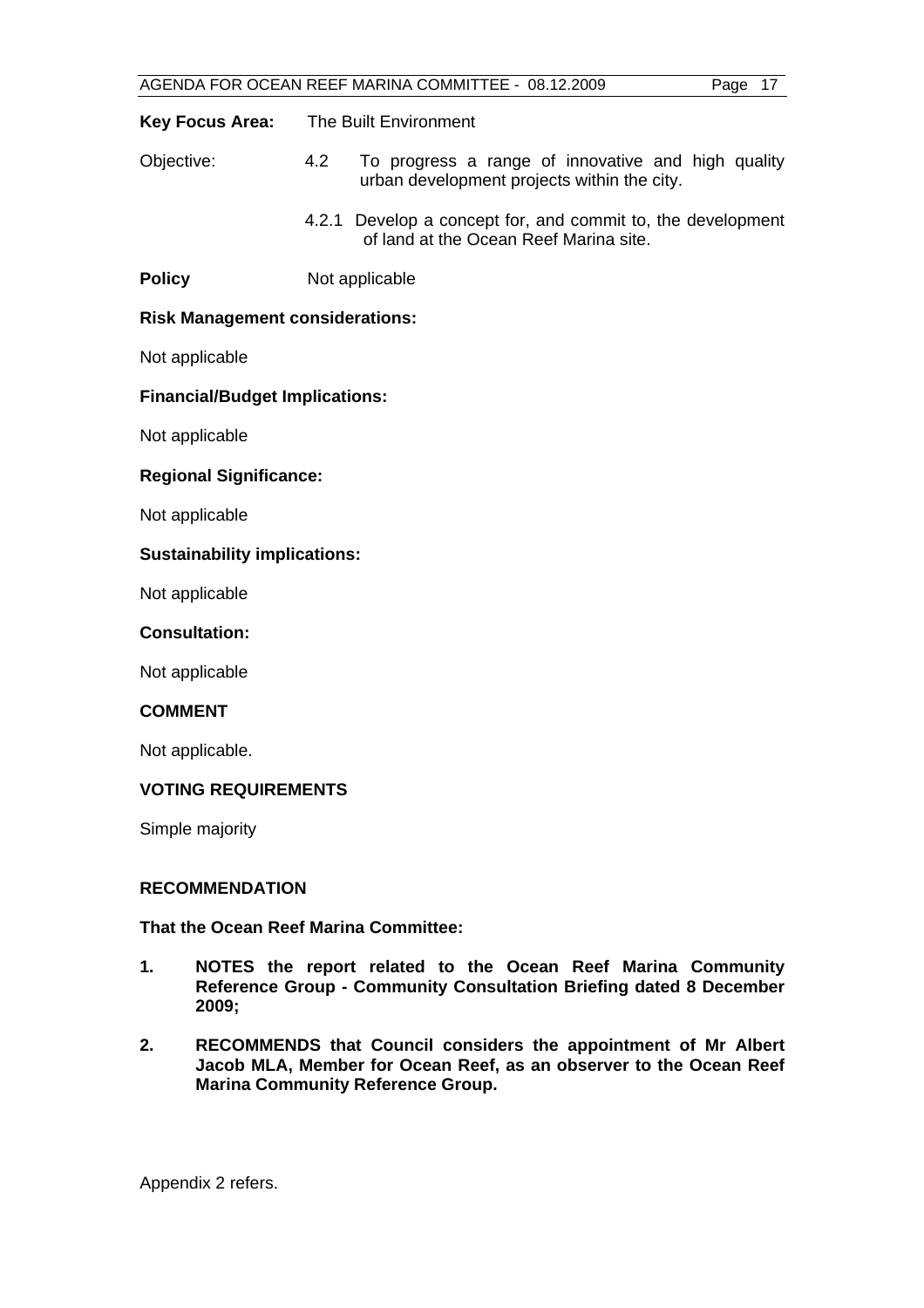**Key Focus Area:** The Built Environment

Objective: 4.2 To progress a range of innovative and high quality urban development projects within the city.

4.2.1 Develop a concept for, and commit to, the development of land at the Ocean Reef Marina site.

**Policy** Not applicable

**Risk Management considerations:**

Not applicable

**Financial/Budget Implications:**

Not applicable

**Regional Significance:**

Not applicable

**Sustainability implications:**

Not applicable

**Consultation:**

Not applicable

**COMMENT**

Not applicable.

**VOTING REQUIREMENTS**

Simple majority

**RECOMMENDATION**

**That the Ocean Reef Marina Committee:**

1. **NOTES the report related to the Ocean Reef Marina Community Reference Group - Community Consultation Briefing dated 8 December 2009;**
2. **RECOMMENDS that Council considers the appointment of Mr Albert Jacob MLA, Member for Ocean Reef, as an observer to the Ocean Reef Marina Community Reference Group.**

Appendix 2 refers.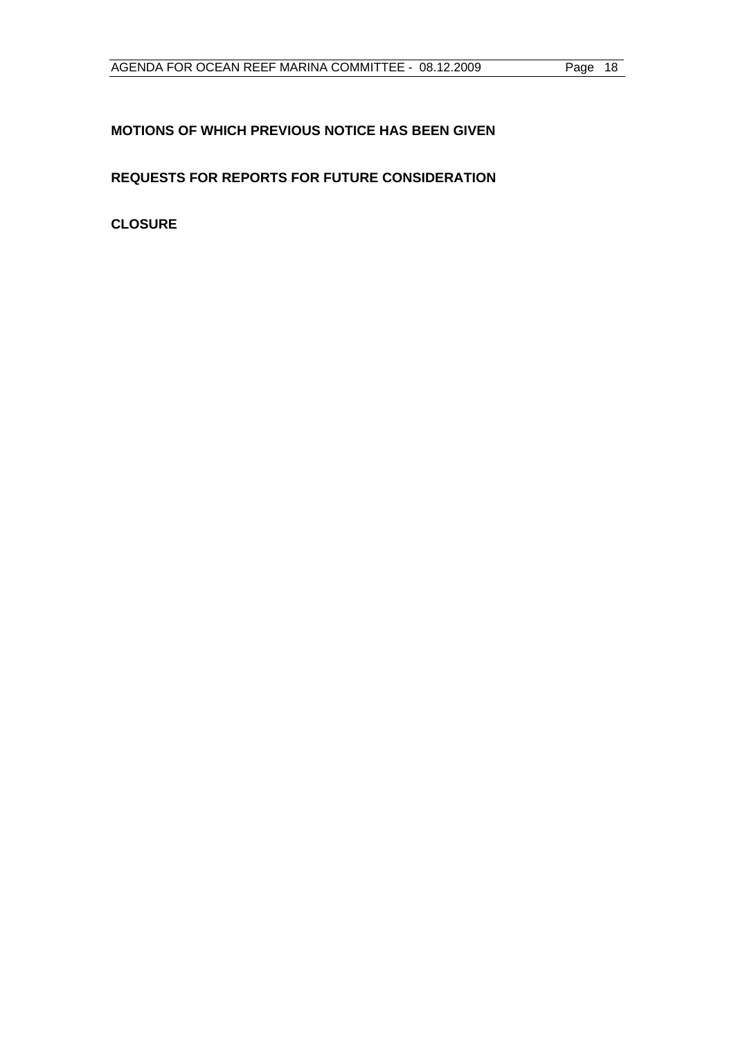**MOTIONS OF WHICH PREVIOUS NOTICE HAS BEEN GIVEN**

**REQUESTS FOR REPORTS FOR FUTURE CONSIDERATION**

**CLOSURE**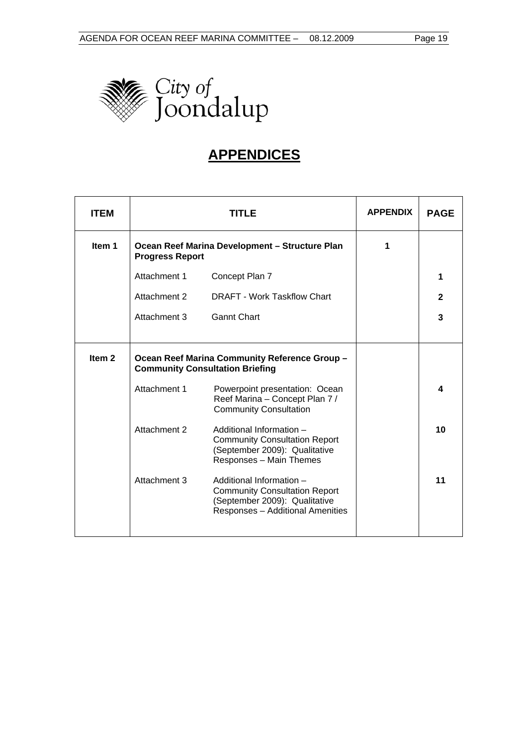City of Joondalup

# APPENDICES

| ITEM | TITLE | | APPENDIX | PAGE |
|---|---|---|---|---|
| Item 1 | **Ocean Reef Marina Development – Structure Plan Progress Report** | | 1 | |
| | Attachment 1 | Concept Plan 7 | | 1 |
| | Attachment 2 | DRAFT - Work Taskflow Chart | | 2 |
| | Attachment 3 | Gannt Chart | | 3 |
| Item 2 | **Ocean Reef Marina Community Reference Group – Community Consultation Briefing** | | | |
| | Attachment 1 | Powerpoint presentation: Ocean Reef Marina – Concept Plan 7 / Community Consultation | | 4 |
| | Attachment 2 | Additional Information – Community Consultation Report (September 2009): Qualitative Responses – Main Themes | | 10 |
| | Attachment 3 | Additional Information – Community Consultation Report (September 2009): Qualitative Responses – Additional Amenities | | 11 |